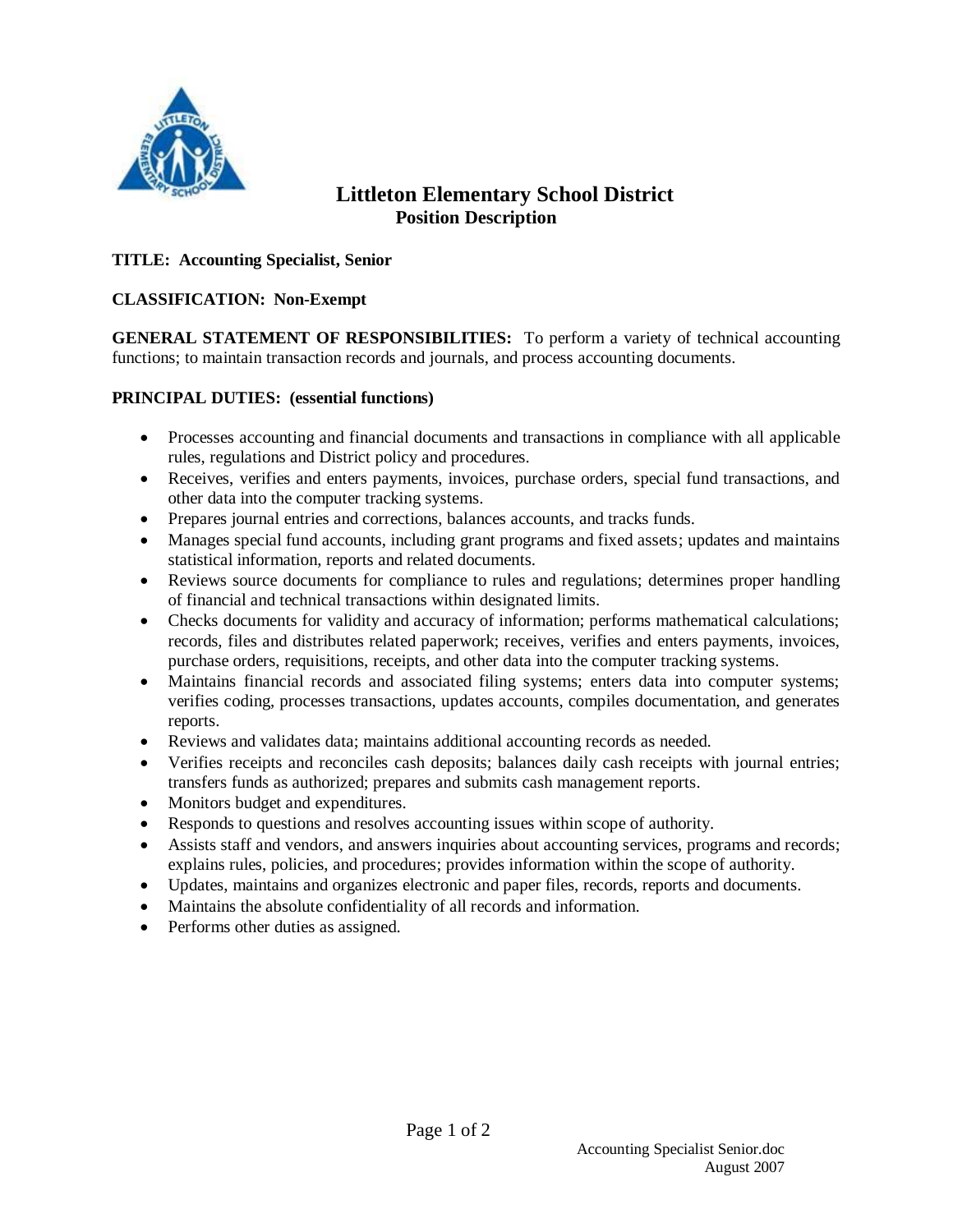# Littleton Elementary School District

## Position Description

**TITLE: Accounting Specialist, Senior**

**CLASSIFICATION: Non-Exempt**

**GENERAL STATEMENT OF RESPONSIBILITIES:** To perform a variety of technical accounting functions; to maintain transaction records and journals, and process accounting documents.

**PRINCIPAL DUTIES: (essential functions)**

- Processes accounting and financial documents and transactions in compliance with all applicable rules, regulations and District policy and procedures.
- Receives, verifies and enters payments, invoices, purchase orders, special fund transactions, and other data into the computer tracking systems.
- Prepares journal entries and corrections, balances accounts, and tracks funds.
- Manages special fund accounts, including grant programs and fixed assets; updates and maintains statistical information, reports and related documents.
- Reviews source documents for compliance to rules and regulations; determines proper handling of financial and technical transactions within designated limits.
- Checks documents for validity and accuracy of information; performs mathematical calculations; records, files and distributes related paperwork; receives, verifies and enters payments, invoices, purchase orders, requisitions, receipts, and other data into the computer tracking systems.
- Maintains financial records and associated filing systems; enters data into computer systems; verifies coding, processes transactions, updates accounts, compiles documentation, and generates reports.
- Reviews and validates data; maintains additional accounting records as needed.
- Verifies receipts and reconciles cash deposits; balances daily cash receipts with journal entries; transfers funds as authorized; prepares and submits cash management reports.
- Monitors budget and expenditures.
- Responds to questions and resolves accounting issues within scope of authority.
- Assists staff and vendors, and answers inquiries about accounting services, programs and records; explains rules, policies, and procedures; provides information within the scope of authority.
- Updates, maintains and organizes electronic and paper files, records, reports and documents.
- Maintains the absolute confidentiality of all records and information.
- Performs other duties as assigned.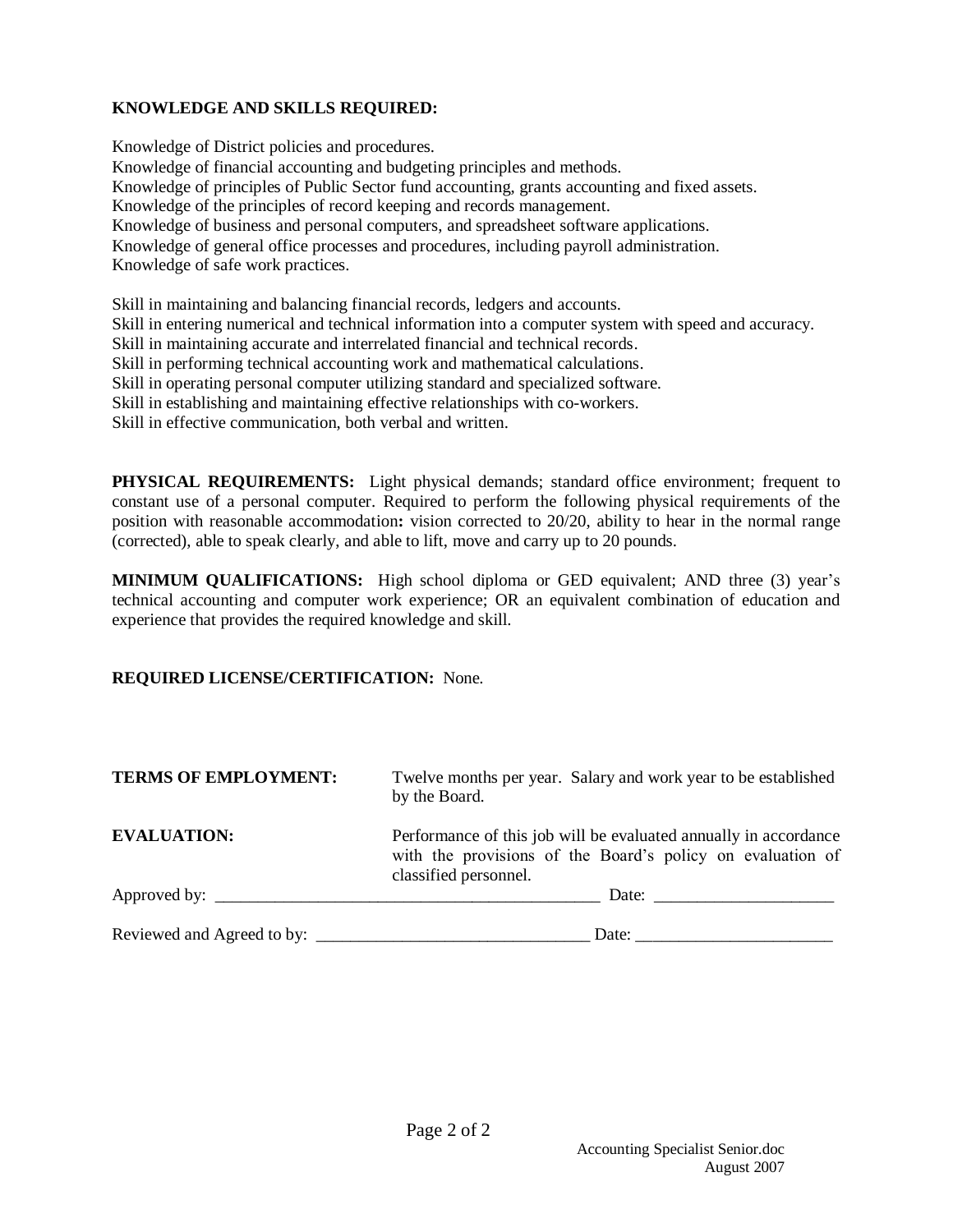**KNOWLEDGE AND SKILLS REQUIRED:**

Knowledge of District policies and procedures.
Knowledge of financial accounting and budgeting principles and methods.
Knowledge of principles of Public Sector fund accounting, grants accounting and fixed assets.
Knowledge of the principles of record keeping and records management.
Knowledge of business and personal computers, and spreadsheet software applications.
Knowledge of general office processes and procedures, including payroll administration.
Knowledge of safe work practices.

Skill in maintaining and balancing financial records, ledgers and accounts.
Skill in entering numerical and technical information into a computer system with speed and accuracy.
Skill in maintaining accurate and interrelated financial and technical records.
Skill in performing technical accounting work and mathematical calculations.
Skill in operating personal computer utilizing standard and specialized software.
Skill in establishing and maintaining effective relationships with co-workers.
Skill in effective communication, both verbal and written.

**PHYSICAL REQUIREMENTS:** Light physical demands; standard office environment; frequent to constant use of a personal computer. Required to perform the following physical requirements of the position with reasonable accommodation**:** vision corrected to 20/20, ability to hear in the normal range (corrected), able to speak clearly, and able to lift, move and carry up to 20 pounds.

**MINIMUM QUALIFICATIONS:** High school diploma or GED equivalent; AND three (3) year's technical accounting and computer work experience; OR an equivalent combination of education and experience that provides the required knowledge and skill.

**REQUIRED LICENSE/CERTIFICATION:** None.

**TERMS OF EMPLOYMENT:** Twelve months per year. Salary and work year to be established by the Board.

**EVALUATION:** Performance of this job will be evaluated annually in accordance with the provisions of the Board's policy on evaluation of classified personnel.

Approved by: ______________________________________________ Date: _____________________

Reviewed and Agreed to by: ________________________________ Date: _______________________

Accounting Specialist Senior.doc
August 2007